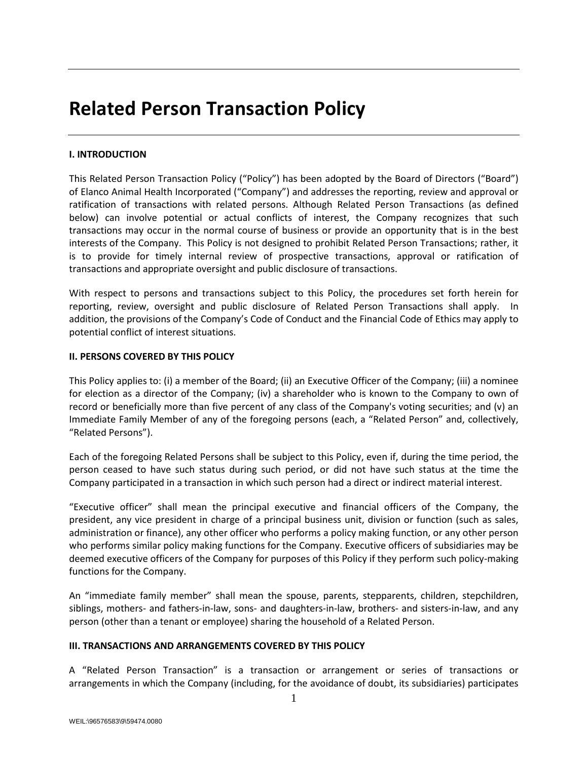# Related Person Transaction Policy

**I. INTRODUCTION**

This Related Person Transaction Policy ("Policy") has been adopted by the Board of Directors ("Board") of Elanco Animal Health Incorporated ("Company") and addresses the reporting, review and approval or ratification of transactions with related persons. Although Related Person Transactions (as defined below) can involve potential or actual conflicts of interest, the Company recognizes that such transactions may occur in the normal course of business or provide an opportunity that is in the best interests of the Company. This Policy is not designed to prohibit Related Person Transactions; rather, it is to provide for timely internal review of prospective transactions, approval or ratification of transactions and appropriate oversight and public disclosure of transactions.

With respect to persons and transactions subject to this Policy, the procedures set forth herein for reporting, review, oversight and public disclosure of Related Person Transactions shall apply. In addition, the provisions of the Company's Code of Conduct and the Financial Code of Ethics may apply to potential conflict of interest situations.

**II. PERSONS COVERED BY THIS POLICY**

This Policy applies to: (i) a member of the Board; (ii) an Executive Officer of the Company; (iii) a nominee for election as a director of the Company; (iv) a shareholder who is known to the Company to own of record or beneficially more than five percent of any class of the Company's voting securities; and (v) an Immediate Family Member of any of the foregoing persons (each, a "Related Person" and, collectively, "Related Persons").

Each of the foregoing Related Persons shall be subject to this Policy, even if, during the time period, the person ceased to have such status during such period, or did not have such status at the time the Company participated in a transaction in which such person had a direct or indirect material interest.

"Executive officer" shall mean the principal executive and financial officers of the Company, the president, any vice president in charge of a principal business unit, division or function (such as sales, administration or finance), any other officer who performs a policy making function, or any other person who performs similar policy making functions for the Company. Executive officers of subsidiaries may be deemed executive officers of the Company for purposes of this Policy if they perform such policy-making functions for the Company.

An "immediate family member" shall mean the spouse, parents, stepparents, children, stepchildren, siblings, mothers- and fathers-in-law, sons- and daughters-in-law, brothers- and sisters-in-law, and any person (other than a tenant or employee) sharing the household of a Related Person.

**III. TRANSACTIONS AND ARRANGEMENTS COVERED BY THIS POLICY**

A "Related Person Transaction" is a transaction or arrangement or series of transactions or arrangements in which the Company (including, for the avoidance of doubt, its subsidiaries) participates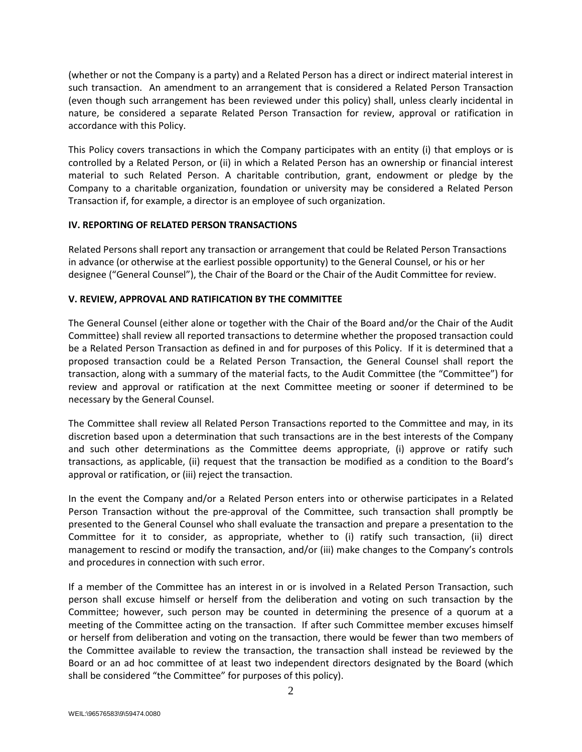(whether or not the Company is a party) and a Related Person has a direct or indirect material interest in such transaction. An amendment to an arrangement that is considered a Related Person Transaction (even though such arrangement has been reviewed under this policy) shall, unless clearly incidental in nature, be considered a separate Related Person Transaction for review, approval or ratification in accordance with this Policy.

This Policy covers transactions in which the Company participates with an entity (i) that employs or is controlled by a Related Person, or (ii) in which a Related Person has an ownership or financial interest material to such Related Person. A charitable contribution, grant, endowment or pledge by the Company to a charitable organization, foundation or university may be considered a Related Person Transaction if, for example, a director is an employee of such organization.

## IV. REPORTING OF RELATED PERSON TRANSACTIONS

Related Persons shall report any transaction or arrangement that could be Related Person Transactions in advance (or otherwise at the earliest possible opportunity) to the General Counsel, or his or her designee ("General Counsel"), the Chair of the Board or the Chair of the Audit Committee for review.

## V. REVIEW, APPROVAL AND RATIFICATION BY THE COMMITTEE

The General Counsel (either alone or together with the Chair of the Board and/or the Chair of the Audit Committee) shall review all reported transactions to determine whether the proposed transaction could be a Related Person Transaction as defined in and for purposes of this Policy. If it is determined that a proposed transaction could be a Related Person Transaction, the General Counsel shall report the transaction, along with a summary of the material facts, to the Audit Committee (the "Committee") for review and approval or ratification at the next Committee meeting or sooner if determined to be necessary by the General Counsel.

The Committee shall review all Related Person Transactions reported to the Committee and may, in its discretion based upon a determination that such transactions are in the best interests of the Company and such other determinations as the Committee deems appropriate, (i) approve or ratify such transactions, as applicable, (ii) request that the transaction be modified as a condition to the Board's approval or ratification, or (iii) reject the transaction.

In the event the Company and/or a Related Person enters into or otherwise participates in a Related Person Transaction without the pre-approval of the Committee, such transaction shall promptly be presented to the General Counsel who shall evaluate the transaction and prepare a presentation to the Committee for it to consider, as appropriate, whether to (i) ratify such transaction, (ii) direct management to rescind or modify the transaction, and/or (iii) make changes to the Company's controls and procedures in connection with such error.

If a member of the Committee has an interest in or is involved in a Related Person Transaction, such person shall excuse himself or herself from the deliberation and voting on such transaction by the Committee; however, such person may be counted in determining the presence of a quorum at a meeting of the Committee acting on the transaction. If after such Committee member excuses himself or herself from deliberation and voting on the transaction, there would be fewer than two members of the Committee available to review the transaction, the transaction shall instead be reviewed by the Board or an ad hoc committee of at least two independent directors designated by the Board (which shall be considered "the Committee" for purposes of this policy).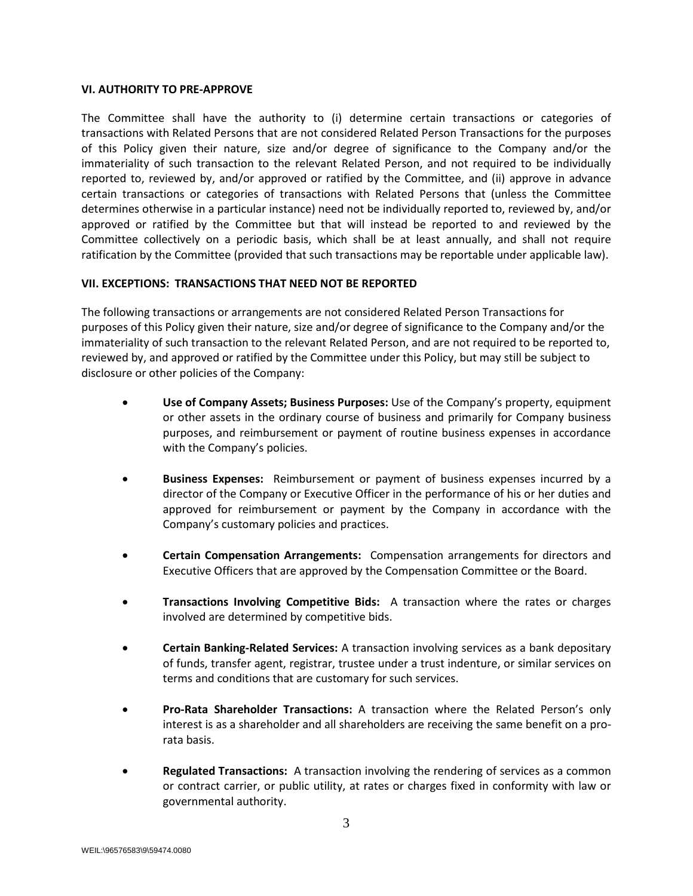## VI. AUTHORITY TO PRE-APPROVE

The Committee shall have the authority to (i) determine certain transactions or categories of transactions with Related Persons that are not considered Related Person Transactions for the purposes of this Policy given their nature, size and/or degree of significance to the Company and/or the immateriality of such transaction to the relevant Related Person, and not required to be individually reported to, reviewed by, and/or approved or ratified by the Committee, and (ii) approve in advance certain transactions or categories of transactions with Related Persons that (unless the Committee determines otherwise in a particular instance) need not be individually reported to, reviewed by, and/or approved or ratified by the Committee but that will instead be reported to and reviewed by the Committee collectively on a periodic basis, which shall be at least annually, and shall not require ratification by the Committee (provided that such transactions may be reportable under applicable law).

## VII. EXCEPTIONS: TRANSACTIONS THAT NEED NOT BE REPORTED

The following transactions or arrangements are not considered Related Person Transactions for purposes of this Policy given their nature, size and/or degree of significance to the Company and/or the immateriality of such transaction to the relevant Related Person, and are not required to be reported to, reviewed by, and approved or ratified by the Committee under this Policy, but may still be subject to disclosure or other policies of the Company:

- **Use of Company Assets; Business Purposes:** Use of the Company's property, equipment or other assets in the ordinary course of business and primarily for Company business purposes, and reimbursement or payment of routine business expenses in accordance with the Company's policies.

- **Business Expenses:** Reimbursement or payment of business expenses incurred by a director of the Company or Executive Officer in the performance of his or her duties and approved for reimbursement or payment by the Company in accordance with the Company's customary policies and practices.

- **Certain Compensation Arrangements:** Compensation arrangements for directors and Executive Officers that are approved by the Compensation Committee or the Board.

- **Transactions Involving Competitive Bids:** A transaction where the rates or charges involved are determined by competitive bids.

- **Certain Banking-Related Services:** A transaction involving services as a bank depositary of funds, transfer agent, registrar, trustee under a trust indenture, or similar services on terms and conditions that are customary for such services.

- **Pro-Rata Shareholder Transactions:** A transaction where the Related Person's only interest is as a shareholder and all shareholders are receiving the same benefit on a pro-rata basis.

- **Regulated Transactions:** A transaction involving the rendering of services as a common or contract carrier, or public utility, at rates or charges fixed in conformity with law or governmental authority.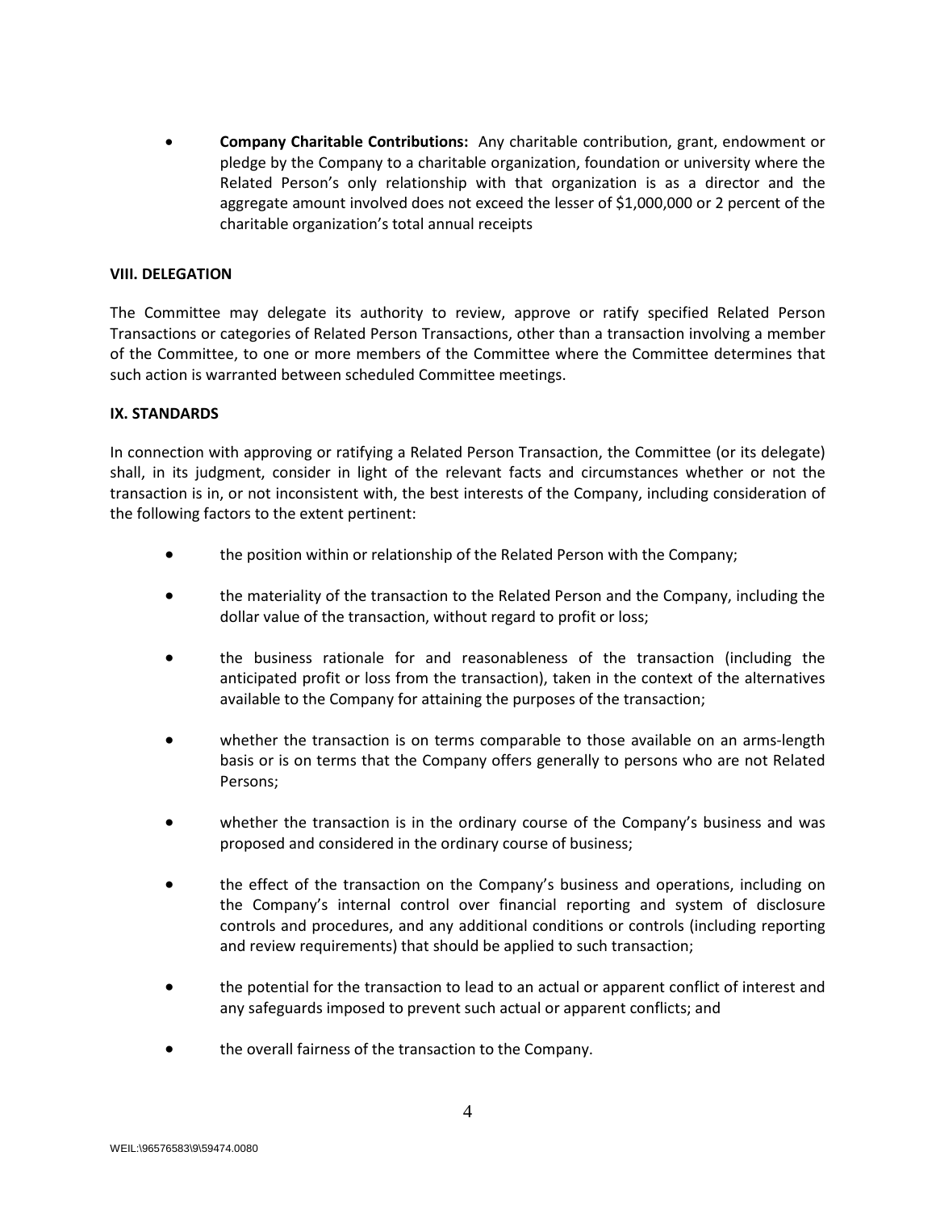- **Company Charitable Contributions:** Any charitable contribution, grant, endowment or pledge by the Company to a charitable organization, foundation or university where the Related Person's only relationship with that organization is as a director and the aggregate amount involved does not exceed the lesser of $1,000,000 or 2 percent of the charitable organization's total annual receipts

**VIII. DELEGATION**

The Committee may delegate its authority to review, approve or ratify specified Related Person Transactions or categories of Related Person Transactions, other than a transaction involving a member of the Committee, to one or more members of the Committee where the Committee determines that such action is warranted between scheduled Committee meetings.

**IX. STANDARDS**

In connection with approving or ratifying a Related Person Transaction, the Committee (or its delegate) shall, in its judgment, consider in light of the relevant facts and circumstances whether or not the transaction is in, or not inconsistent with, the best interests of the Company, including consideration of the following factors to the extent pertinent:

- the position within or relationship of the Related Person with the Company;
- the materiality of the transaction to the Related Person and the Company, including the dollar value of the transaction, without regard to profit or loss;
- the business rationale for and reasonableness of the transaction (including the anticipated profit or loss from the transaction), taken in the context of the alternatives available to the Company for attaining the purposes of the transaction;
- whether the transaction is on terms comparable to those available on an arms-length basis or is on terms that the Company offers generally to persons who are not Related Persons;
- whether the transaction is in the ordinary course of the Company's business and was proposed and considered in the ordinary course of business;
- the effect of the transaction on the Company's business and operations, including on the Company's internal control over financial reporting and system of disclosure controls and procedures, and any additional conditions or controls (including reporting and review requirements) that should be applied to such transaction;
- the potential for the transaction to lead to an actual or apparent conflict of interest and any safeguards imposed to prevent such actual or apparent conflicts; and
- the overall fairness of the transaction to the Company.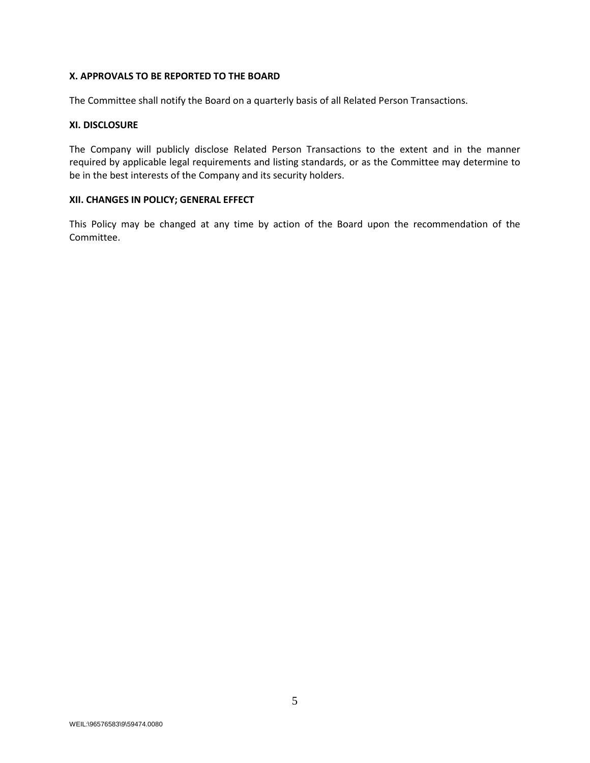**X. APPROVALS TO BE REPORTED TO THE BOARD**

The Committee shall notify the Board on a quarterly basis of all Related Person Transactions.

**XI. DISCLOSURE**

The Company will publicly disclose Related Person Transactions to the extent and in the manner required by applicable legal requirements and listing standards, or as the Committee may determine to be in the best interests of the Company and its security holders.

**XII. CHANGES IN POLICY; GENERAL EFFECT**

This Policy may be changed at any time by action of the Board upon the recommendation of the Committee.